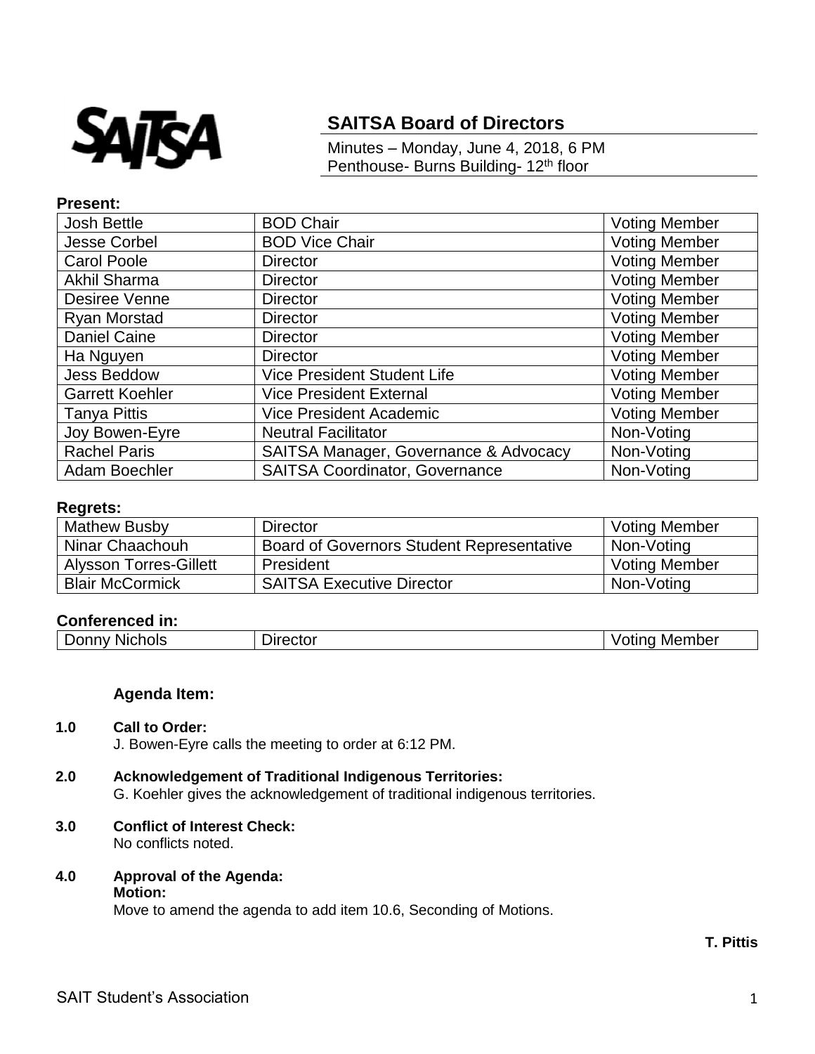# SAITSA Board of Directors

Minutes – Monday, June 4, 2018, 6 PM
Penthouse- Burns Building- 12th floor

**Present:**

| Josh Bettle | BOD Chair | Voting Member |
|---|---|---|
| Jesse Corbel | BOD Vice Chair | Voting Member |
| Carol Poole | Director | Voting Member |
| Akhil Sharma | Director | Voting Member |
| Desiree Venne | Director | Voting Member |
| Ryan Morstad | Director | Voting Member |
| Daniel Caine | Director | Voting Member |
| Ha Nguyen | Director | Voting Member |
| Jess Beddow | Vice President Student Life | Voting Member |
| Garrett Koehler | Vice President External | Voting Member |
| Tanya Pittis | Vice President Academic | Voting Member |
| Joy Bowen-Eyre | Neutral Facilitator | Non-Voting |
| Rachel Paris | SAITSA Manager, Governance & Advocacy | Non-Voting |
| Adam Boechler | SAITSA Coordinator, Governance | Non-Voting |

**Regrets:**

| Mathew Busby | Director | Voting Member |
|---|---|---|
| Ninar Chaachouh | Board of Governors Student Representative | Non-Voting |
| Alysson Torres-Gillett | President | Voting Member |
| Blair McCormick | SAITSA Executive Director | Non-Voting |

**Conferenced in:**

| Donny Nichols | Director | Voting Member |
|---|---|---|

**Agenda Item:**

**1.0 Call to Order:**
J. Bowen-Eyre calls the meeting to order at 6:12 PM.

**2.0 Acknowledgement of Traditional Indigenous Territories:**
G. Koehler gives the acknowledgement of traditional indigenous territories.

**3.0 Conflict of Interest Check:**
No conflicts noted.

**4.0 Approval of the Agenda:**
**Motion:**
Move to amend the agenda to add item 10.6, Seconding of Motions.

**T. Pittis**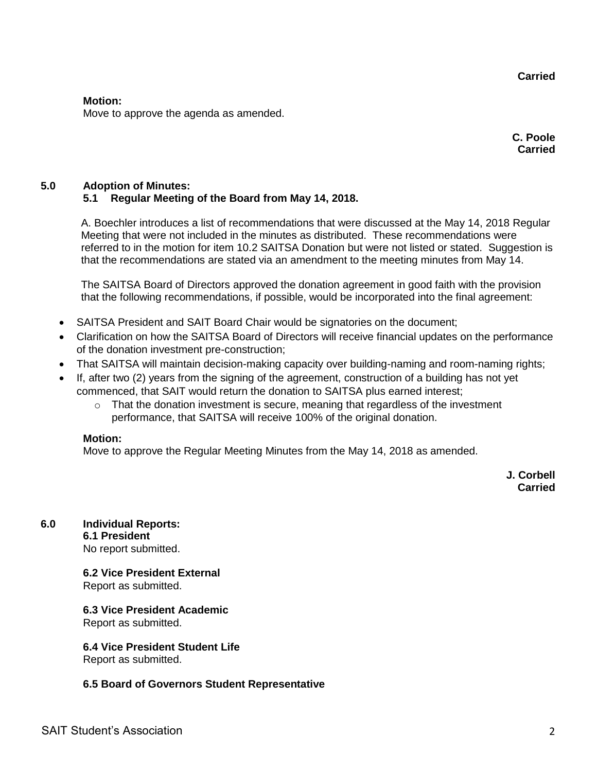**Carried**

**Motion:**
Move to approve the agenda as amended.

**C. Poole**
**Carried**

## 5.0 Adoption of Minutes:

### 5.1 Regular Meeting of the Board from May 14, 2018.

A. Boechler introduces a list of recommendations that were discussed at the May 14, 2018 Regular Meeting that were not included in the minutes as distributed. These recommendations were referred to in the motion for item 10.2 SAITSA Donation but were not listed or stated. Suggestion is that the recommendations are stated via an amendment to the meeting minutes from May 14.

The SAITSA Board of Directors approved the donation agreement in good faith with the provision that the following recommendations, if possible, would be incorporated into the final agreement:

- SAITSA President and SAIT Board Chair would be signatories on the document;
- Clarification on how the SAITSA Board of Directors will receive financial updates on the performance of the donation investment pre-construction;
- That SAITSA will maintain decision-making capacity over building-naming and room-naming rights;
- If, after two (2) years from the signing of the agreement, construction of a building has not yet commenced, that SAIT would return the donation to SAITSA plus earned interest;
  - That the donation investment is secure, meaning that regardless of the investment performance, that SAITSA will receive 100% of the original donation.

**Motion:**
Move to approve the Regular Meeting Minutes from the May 14, 2018 as amended.

**J. Corbell**
**Carried**

## 6.0 Individual Reports:

**6.1 President**
No report submitted.

**6.2 Vice President External**
Report as submitted.

**6.3 Vice President Academic**
Report as submitted.

**6.4 Vice President Student Life**
Report as submitted.

**6.5 Board of Governors Student Representative**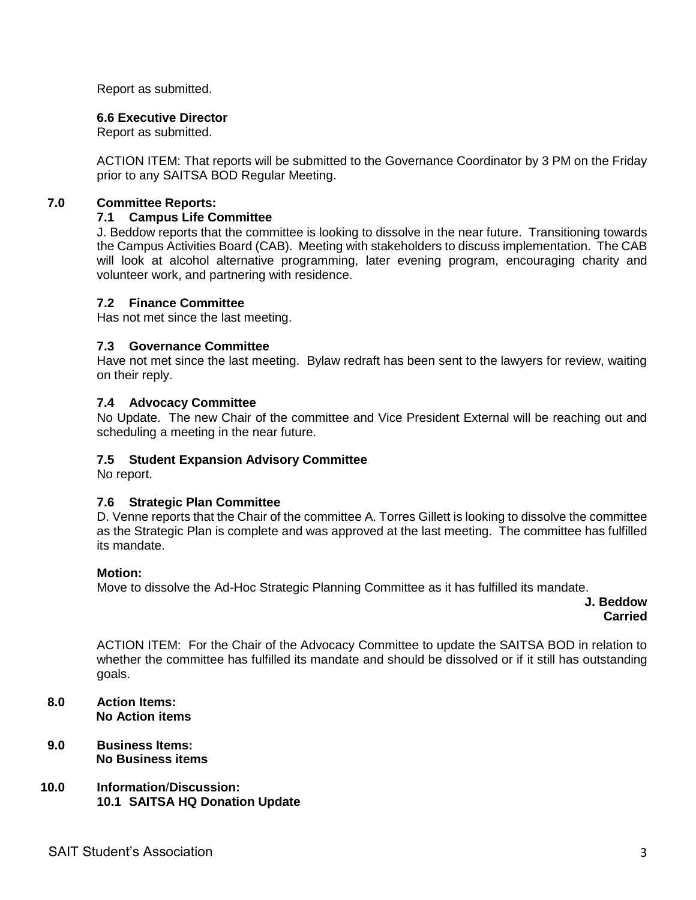Report as submitted.

**6.6 Executive Director**

Report as submitted.

ACTION ITEM: That reports will be submitted to the Governance Coordinator by 3 PM on the Friday prior to any SAITSA BOD Regular Meeting.

## 7.0 Committee Reports:

### 7.1 Campus Life Committee

J. Beddow reports that the committee is looking to dissolve in the near future. Transitioning towards the Campus Activities Board (CAB). Meeting with stakeholders to discuss implementation. The CAB will look at alcohol alternative programming, later evening program, encouraging charity and volunteer work, and partnering with residence.

### 7.2 Finance Committee

Has not met since the last meeting.

### 7.3 Governance Committee

Have not met since the last meeting. Bylaw redraft has been sent to the lawyers for review, waiting on their reply.

### 7.4 Advocacy Committee

No Update. The new Chair of the committee and Vice President External will be reaching out and scheduling a meeting in the near future.

### 7.5 Student Expansion Advisory Committee

No report.

### 7.6 Strategic Plan Committee

D. Venne reports that the Chair of the committee A. Torres Gillett is looking to dissolve the committee as the Strategic Plan is complete and was approved at the last meeting. The committee has fulfilled its mandate.

**Motion:**

Move to dissolve the Ad-Hoc Strategic Planning Committee as it has fulfilled its mandate.

**J. Beddow**
**Carried**

ACTION ITEM: For the Chair of the Advocacy Committee to update the SAITSA BOD in relation to whether the committee has fulfilled its mandate and should be dissolved or if it still has outstanding goals.

## 8.0 Action Items:

**No Action items**

## 9.0 Business Items:

**No Business items**

## 10.0 Information/Discussion:

### 10.1 SAITSA HQ Donation Update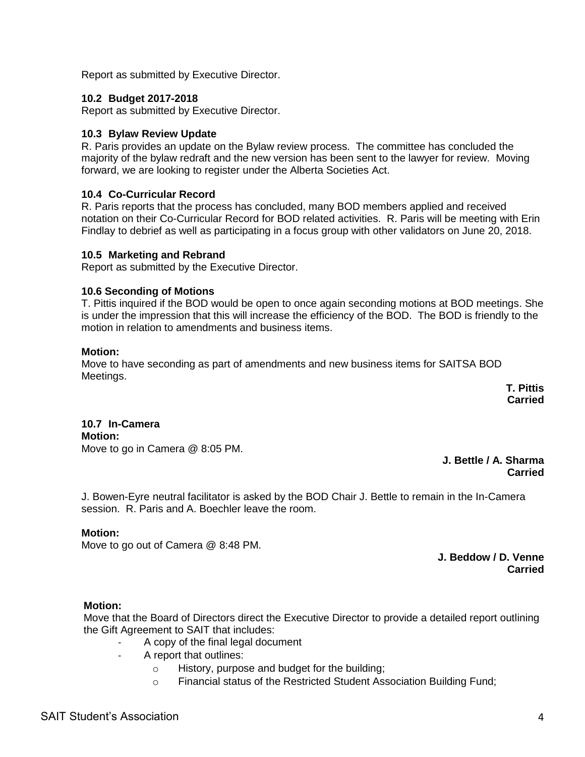Report as submitted by Executive Director.

### 10.2 Budget 2017-2018

Report as submitted by Executive Director.

### 10.3 Bylaw Review Update

R. Paris provides an update on the Bylaw review process. The committee has concluded the majority of the bylaw redraft and the new version has been sent to the lawyer for review. Moving forward, we are looking to register under the Alberta Societies Act.

### 10.4 Co-Curricular Record

R. Paris reports that the process has concluded, many BOD members applied and received notation on their Co-Curricular Record for BOD related activities. R. Paris will be meeting with Erin Findlay to debrief as well as participating in a focus group with other validators on June 20, 2018.

### 10.5 Marketing and Rebrand

Report as submitted by the Executive Director.

### 10.6 Seconding of Motions

T. Pittis inquired if the BOD would be open to once again seconding motions at BOD meetings. She is under the impression that this will increase the efficiency of the BOD. The BOD is friendly to the motion in relation to amendments and business items.

**Motion:**

Move to have seconding as part of amendments and new business items for SAITSA BOD Meetings.

**T. Pittis**
**Carried**

### 10.7 In-Camera

**Motion:**

Move to go in Camera @ 8:05 PM.

**J. Bettle / A. Sharma**
**Carried**

J. Bowen-Eyre neutral facilitator is asked by the BOD Chair J. Bettle to remain in the In-Camera session. R. Paris and A. Boechler leave the room.

**Motion:**

Move to go out of Camera @ 8:48 PM.

**J. Beddow / D. Venne**
**Carried**

**Motion:**

Move that the Board of Directors direct the Executive Director to provide a detailed report outlining the Gift Agreement to SAIT that includes:

- A copy of the final legal document
- A report that outlines:
  - History, purpose and budget for the building;
  - Financial status of the Restricted Student Association Building Fund;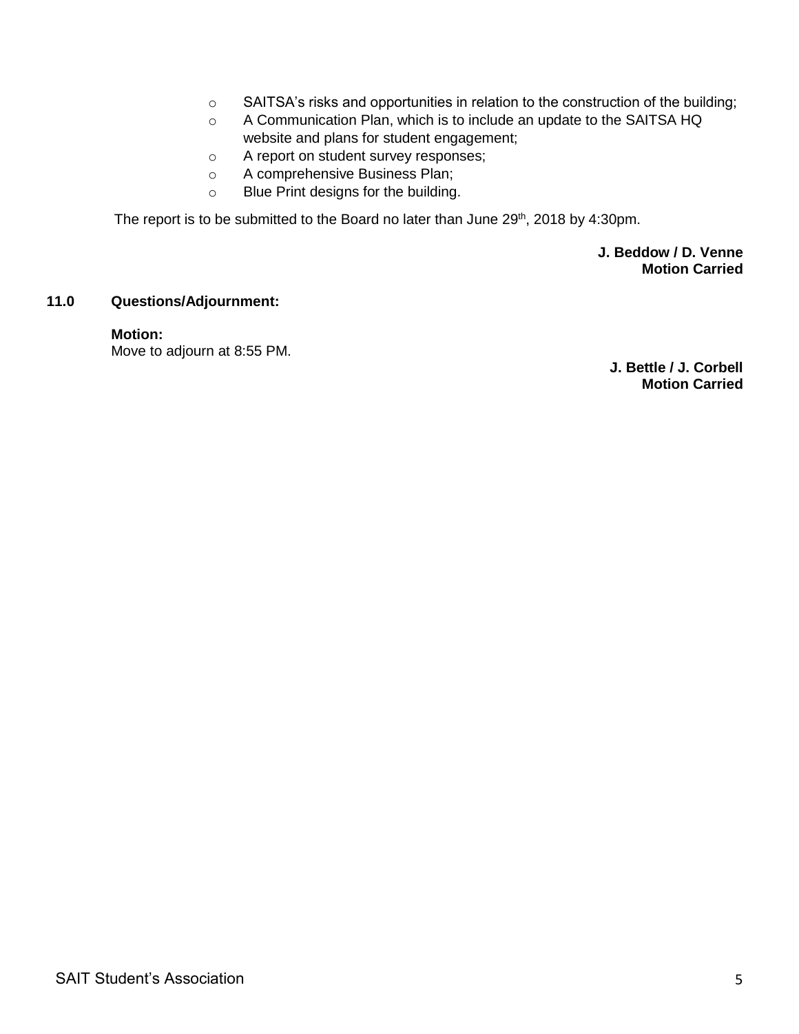- SAITSA's risks and opportunities in relation to the construction of the building;
- A Communication Plan, which is to include an update to the SAITSA HQ website and plans for student engagement;
- A report on student survey responses;
- A comprehensive Business Plan;
- Blue Print designs for the building.

The report is to be submitted to the Board no later than June 29th, 2018 by 4:30pm.

**J. Beddow / D. Venne**
**Motion Carried**

## 11.0 Questions/Adjournment:

**Motion:**
Move to adjourn at 8:55 PM.

**J. Bettle / J. Corbell**
**Motion Carried**